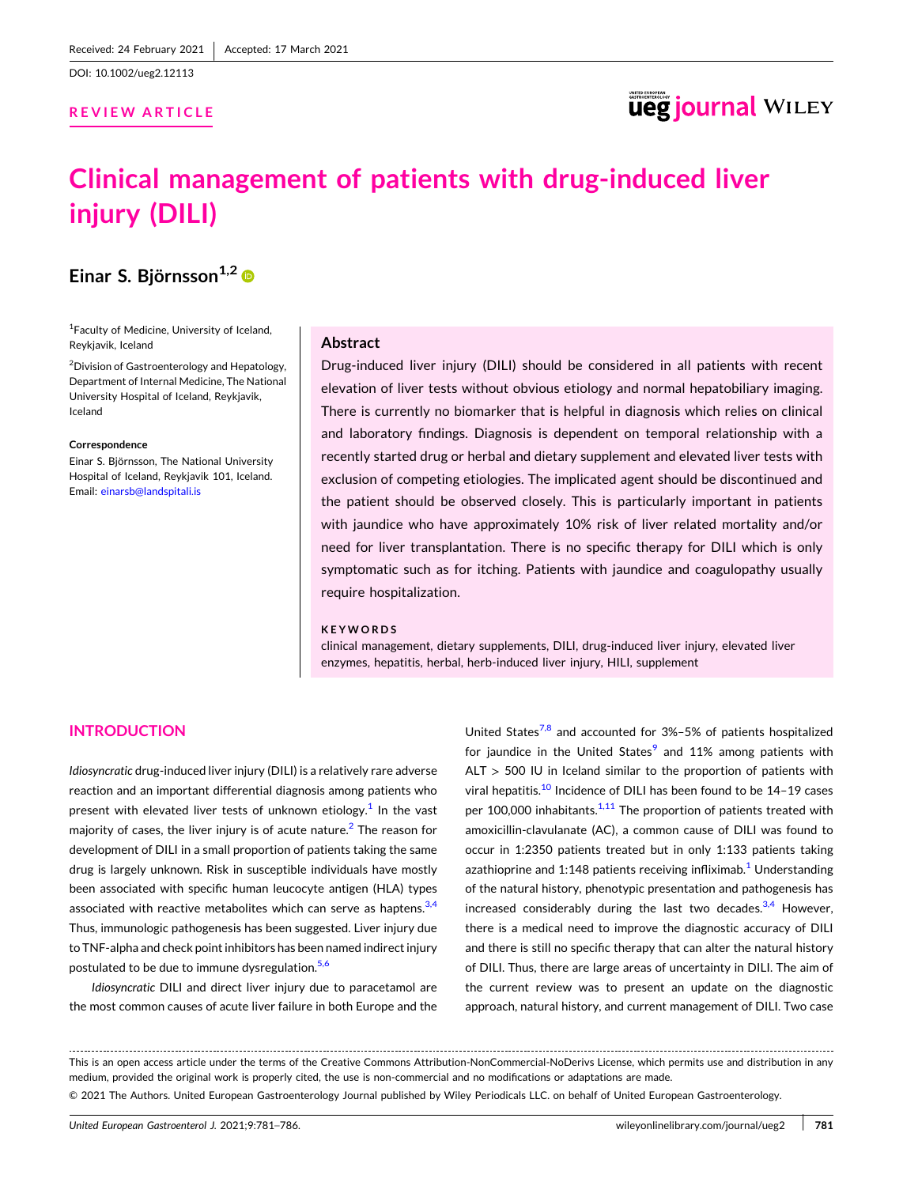Received: 24 February 2021 | Accepted: 17 March 2021

DOI: 10.1002/ueg2.12113

REVIEW ARTICLE

# Clinical management of patients with drug-induced liver injury (DILI)

**Einar S. Björnsson**[1,2]

[1]Faculty of Medicine, University of Iceland, Reykjavik, Iceland

[2]Division of Gastroenterology and Hepatology, Department of Internal Medicine, The National University Hospital of Iceland, Reykjavik, Iceland

**Correspondence**
Einar S. Björnsson, The National University Hospital of Iceland, Reykjavik 101, Iceland.
Email: einarsb@landspitali.is

## Abstract

Drug-induced liver injury (DILI) should be considered in all patients with recent elevation of liver tests without obvious etiology and normal hepatobiliary imaging. There is currently no biomarker that is helpful in diagnosis which relies on clinical and laboratory findings. Diagnosis is dependent on temporal relationship with a recently started drug or herbal and dietary supplement and elevated liver tests with exclusion of competing etiologies. The implicated agent should be discontinued and the patient should be observed closely. This is particularly important in patients with jaundice who have approximately 10% risk of liver related mortality and/or need for liver transplantation. There is no specific therapy for DILI which is only symptomatic such as for itching. Patients with jaundice and coagulopathy usually require hospitalization.

**KEYWORDS**

clinical management, dietary supplements, DILI, drug-induced liver injury, elevated liver enzymes, hepatitis, herbal, herb-induced liver injury, HILI, supplement

## INTRODUCTION

*Idiosyncratic* drug-induced liver injury (DILI) is a relatively rare adverse reaction and an important differential diagnosis among patients who present with elevated liver tests of unknown etiology.[1] In the vast majority of cases, the liver injury is of acute nature.[2] The reason for development of DILI in a small proportion of patients taking the same drug is largely unknown. Risk in susceptible individuals have mostly been associated with specific human leucocyte antigen (HLA) types associated with reactive metabolites which can serve as haptens.[3,4] Thus, immunologic pathogenesis has been suggested. Liver injury due to TNF-alpha and check point inhibitors has been named indirect injury postulated to be due to immune dysregulation.[5,6]

*Idiosyncratic* DILI and direct liver injury due to paracetamol are the most common causes of acute liver failure in both Europe and the United States[7,8] and accounted for 3%–5% of patients hospitalized for jaundice in the United States[9] and 11% among patients with ALT > 500 IU in Iceland similar to the proportion of patients with viral hepatitis.[10] Incidence of DILI has been found to be 14–19 cases per 100,000 inhabitants.[1,11] The proportion of patients treated with amoxicillin-clavulanate (AC), a common cause of DILI was found to occur in 1:2350 patients treated but in only 1:133 patients taking azathioprine and 1:148 patients receiving infliximab.[1] Understanding of the natural history, phenotypic presentation and pathogenesis has increased considerably during the last two decades.[3,4] However, there is a medical need to improve the diagnostic accuracy of DILI and there is still no specific therapy that can alter the natural history of DILI. Thus, there are large areas of uncertainty in DILI. The aim of the current review was to present an update on the diagnostic approach, natural history, and current management of DILI. Two case

This is an open access article under the terms of the Creative Commons Attribution-NonCommercial-NoDerivs License, which permits use and distribution in any medium, provided the original work is properly cited, the use is non-commercial and no modifications or adaptations are made.

© 2021 The Authors. United European Gastroenterology Journal published by Wiley Periodicals LLC. on behalf of United European Gastroenterology.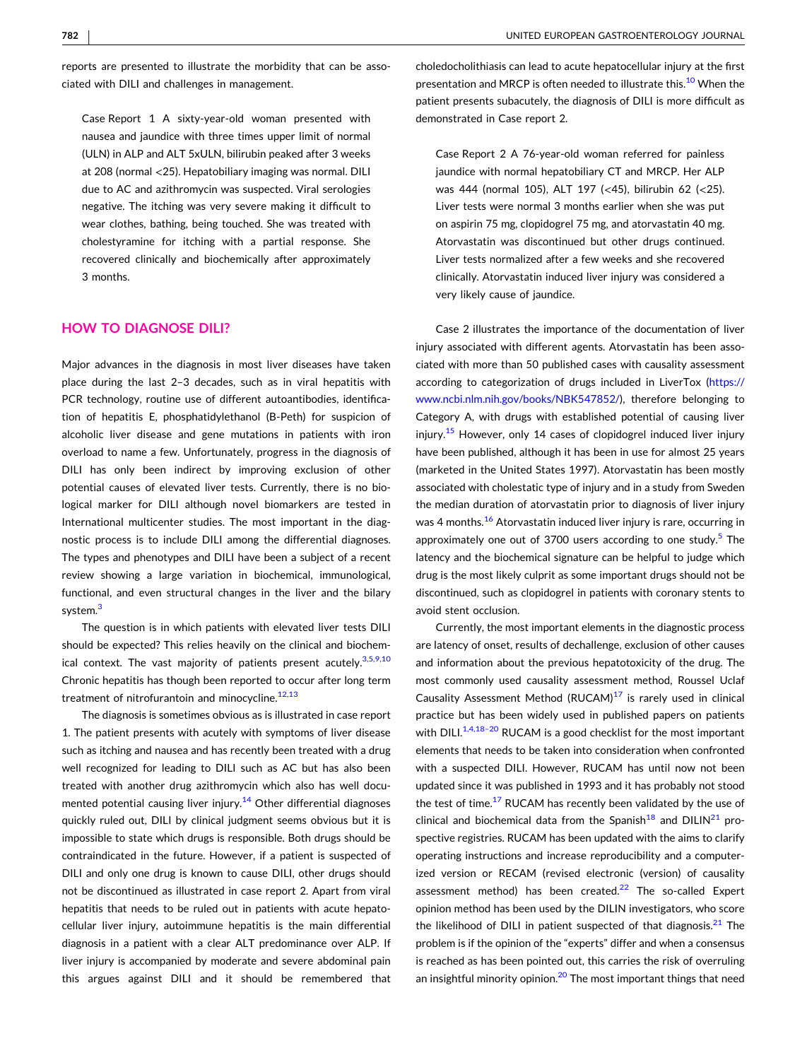reports are presented to illustrate the morbidity that can be associated with DILI and challenges in management.

> Case Report 1 A sixty-year-old woman presented with nausea and jaundice with three times upper limit of normal (ULN) in ALP and ALT 5xULN, bilirubin peaked after 3 weeks at 208 (normal <25). Hepatobiliary imaging was normal. DILI due to AC and azithromycin was suspected. Viral serologies negative. The itching was very severe making it difficult to wear clothes, bathing, being touched. She was treated with cholestyramine for itching with a partial response. She recovered clinically and biochemically after approximately 3 months.

## HOW TO DIAGNOSE DILI?

Major advances in the diagnosis in most liver diseases have taken place during the last 2–3 decades, such as in viral hepatitis with PCR technology, routine use of different autoantibodies, identification of hepatitis E, phosphatidylethanol (B-Peth) for suspicion of alcoholic liver disease and gene mutations in patients with iron overload to name a few. Unfortunately, progress in the diagnosis of DILI has only been indirect by improving exclusion of other potential causes of elevated liver tests. Currently, there is no biological marker for DILI although novel biomarkers are tested in International multicenter studies. The most important in the diagnostic process is to include DILI among the differential diagnoses. The types and phenotypes and DILI have been a subject of a recent review showing a large variation in biochemical, immunological, functional, and even structural changes in the liver and the bilary system.[3]

The question is in which patients with elevated liver tests DILI should be expected? This relies heavily on the clinical and biochemical context. The vast majority of patients present acutely.[3,5,9,10] Chronic hepatitis has though been reported to occur after long term treatment of nitrofurantoin and minocycline.[12,13]

The diagnosis is sometimes obvious as is illustrated in case report 1. The patient presents with acutely with symptoms of liver disease such as itching and nausea and has recently been treated with a drug well recognized for leading to DILI such as AC but has also been treated with another drug azithromycin which also has well documented potential causing liver injury.[14] Other differential diagnoses quickly ruled out, DILI by clinical judgment seems obvious but it is impossible to state which drugs is responsible. Both drugs should be contraindicated in the future. However, if a patient is suspected of DILI and only one drug is known to cause DILI, other drugs should not be discontinued as illustrated in case report 2. Apart from viral hepatitis that needs to be ruled out in patients with acute hepatocellular liver injury, autoimmune hepatitis is the main differential diagnosis in a patient with a clear ALT predominance over ALP. If liver injury is accompanied by moderate and severe abdominal pain this argues against DILI and it should be remembered that choledocholithiasis can lead to acute hepatocellular injury at the first presentation and MRCP is often needed to illustrate this.[10] When the patient presents subacutely, the diagnosis of DILI is more difficult as demonstrated in Case report 2.

> Case Report 2 A 76-year-old woman referred for painless jaundice with normal hepatobiliary CT and MRCP. Her ALP was 444 (normal 105), ALT 197 (<45), bilirubin 62 (<25). Liver tests were normal 3 months earlier when she was put on aspirin 75 mg, clopidogrel 75 mg, and atorvastatin 40 mg. Atorvastatin was discontinued but other drugs continued. Liver tests normalized after a few weeks and she recovered clinically. Atorvastatin induced liver injury was considered a very likely cause of jaundice.

Case 2 illustrates the importance of the documentation of liver injury associated with different agents. Atorvastatin has been associated with more than 50 published cases with causality assessment according to categorization of drugs included in LiverTox (https://www.ncbi.nlm.nih.gov/books/NBK547852/), therefore belonging to Category A, with drugs with established potential of causing liver injury.[15] However, only 14 cases of clopidogrel induced liver injury have been published, although it has been in use for almost 25 years (marketed in the United States 1997). Atorvastatin has been mostly associated with cholestatic type of injury and in a study from Sweden the median duration of atorvastatin prior to diagnosis of liver injury was 4 months.[16] Atorvastatin induced liver injury is rare, occurring in approximately one out of 3700 users according to one study.[5] The latency and the biochemical signature can be helpful to judge which drug is the most likely culprit as some important drugs should not be discontinued, such as clopidogrel in patients with coronary stents to avoid stent occlusion.

Currently, the most important elements in the diagnostic process are latency of onset, results of dechallenge, exclusion of other causes and information about the previous hepatotoxicity of the drug. The most commonly used causality assessment method, Roussel Uclaf Causality Assessment Method (RUCAM)[17] is rarely used in clinical practice but has been widely used in published papers on patients with DILI.[1,4,18–20] RUCAM is a good checklist for the most important elements that needs to be taken into consideration when confronted with a suspected DILI. However, RUCAM has until now not been updated since it was published in 1993 and it has probably not stood the test of time.[17] RUCAM has recently been validated by the use of clinical and biochemical data from the Spanish[18] and DILIN[21] prospective registries. RUCAM has been updated with the aims to clarify operating instructions and increase reproducibility and a computerized version or RECAM (revised electronic (version) of causality assessment method) has been created.[22] The so-called Expert opinion method has been used by the DILIN investigators, who score the likelihood of DILI in patient suspected of that diagnosis.[21] The problem is if the opinion of the "experts" differ and when a consensus is reached as has been pointed out, this carries the risk of overruling an insightful minority opinion.[20] The most important things that need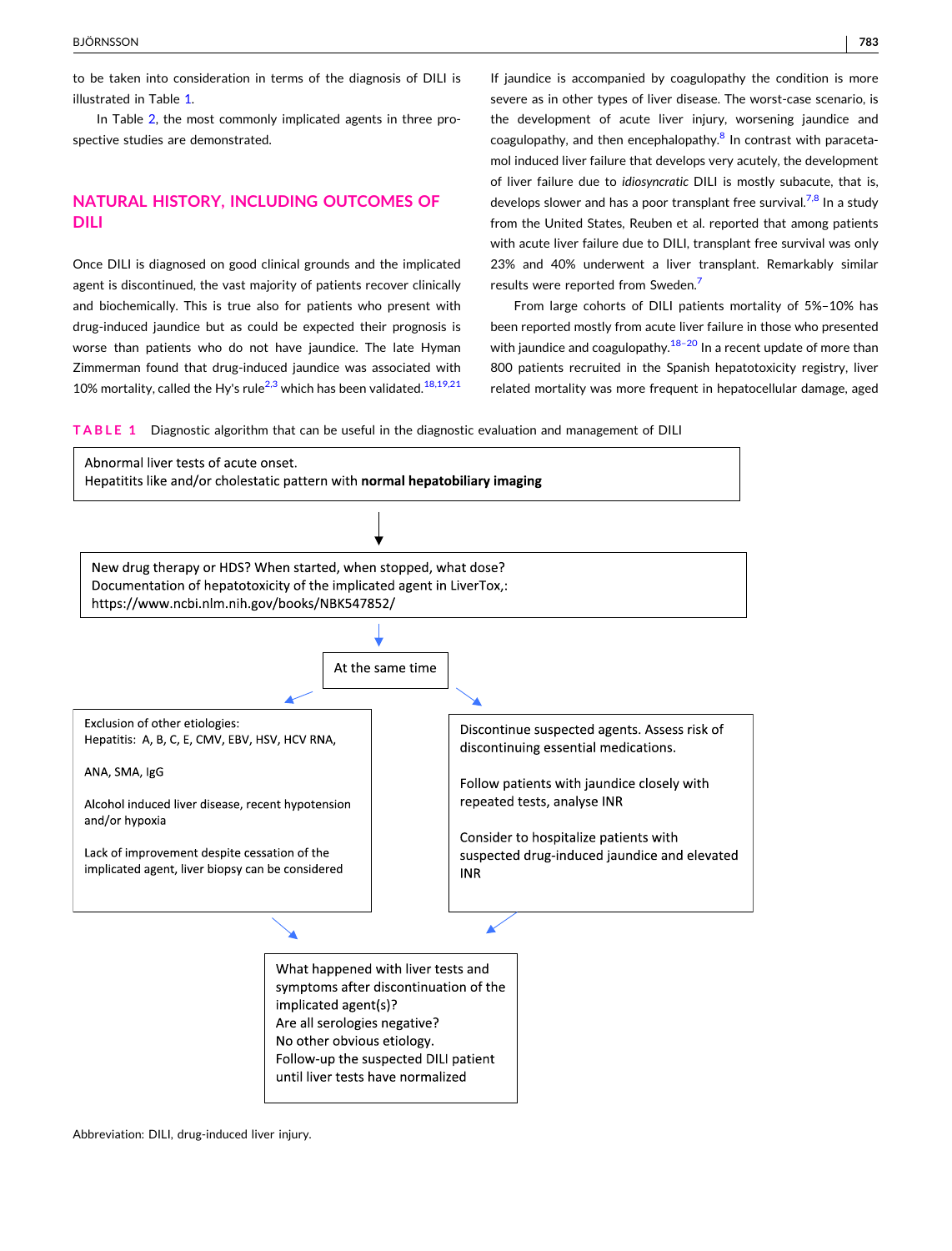to be taken into consideration in terms of the diagnosis of DILI is illustrated in Table 1.

In Table 2, the most commonly implicated agents in three prospective studies are demonstrated.

## NATURAL HISTORY, INCLUDING OUTCOMES OF DILI

Once DILI is diagnosed on good clinical grounds and the implicated agent is discontinued, the vast majority of patients recover clinically and biochemically. This is true also for patients who present with drug-induced jaundice but as could be expected their prognosis is worse than patients who do not have jaundice. The late Hyman Zimmerman found that drug-induced jaundice was associated with 10% mortality, called the Hy's rule[2,3] which has been validated.[18,19,21] If jaundice is accompanied by coagulopathy the condition is more severe as in other types of liver disease. The worst-case scenario, is the development of acute liver injury, worsening jaundice and coagulopathy, and then encephalopathy.[8] In contrast with paracetamol induced liver failure that develops very acutely, the development of liver failure due to *idiosyncratic* DILI is mostly subacute, that is, develops slower and has a poor transplant free survival.[7,8] In a study from the United States, Reuben et al. reported that among patients with acute liver failure due to DILI, transplant free survival was only 23% and 40% underwent a liver transplant. Remarkably similar results were reported from Sweden.[7]

From large cohorts of DILI patients mortality of 5%–10% has been reported mostly from acute liver failure in those who presented with jaundice and coagulopathy.[18–20] In a recent update of more than 800 patients recruited in the Spanish hepatotoxicity registry, liver related mortality was more frequent in hepatocellular damage, aged

**TABLE 1** Diagnostic algorithm that can be useful in the diagnostic evaluation and management of DILI

Abnormal liver tests of acute onset.
Hepatitits like and/or cholestatic pattern with **normal hepatobiliary imaging**

↓

New drug therapy or HDS? When started, when stopped, what dose?
Documentation of hepatotoxicity of the implicated agent in LiverTox,:
https://www.ncbi.nlm.nih.gov/books/NBK547852/

↓

At the same time

| Exclusion of other etiologies | Management |
|---|---|
| Exclusion of other etiologies:<br>Hepatitis: A, B, C, E, CMV, EBV, HSV, HCV RNA,<br><br>ANA, SMA, IgG<br><br>Alcohol induced liver disease, recent hypotension and/or hypoxia<br><br>Lack of improvement despite cessation of the implicated agent, liver biopsy can be considered | Discontinue suspected agents. Assess risk of discontinuing essential medications.<br><br>Follow patients with jaundice closely with repeated tests, analyse INR<br><br>Consider to hospitalize patients with suspected drug-induced jaundice and elevated INR |

↓

What happened with liver tests and symptoms after discontinuation of the implicated agent(s)?
Are all serologies negative?
No other obvious etiology.
Follow-up the suspected DILI patient until liver tests have normalized

Abbreviation: DILI, drug-induced liver injury.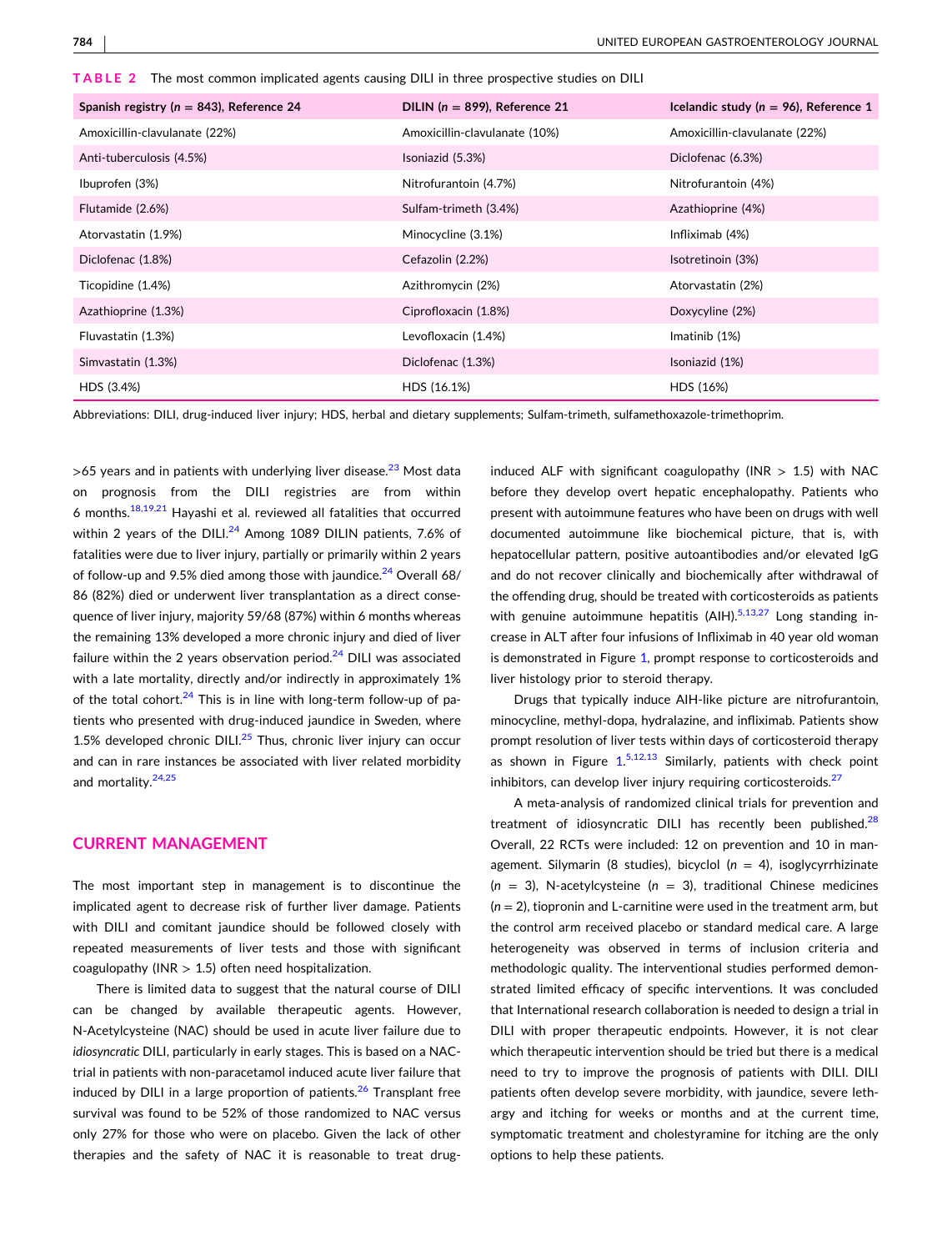**TABLE 2** The most common implicated agents causing DILI in three prospective studies on DILI

| Spanish registry ($n$ = 843), Reference 24 | DILIN ($n$ = 899), Reference 21 | Icelandic study ($n$ = 96), Reference 1 |
|---|---|---|
| Amoxicillin-clavulanate (22%) | Amoxicillin-clavulanate (10%) | Amoxicillin-clavulanate (22%) |
| Anti-tuberculosis (4.5%) | Isoniazid (5.3%) | Diclofenac (6.3%) |
| Ibuprofen (3%) | Nitrofurantoin (4.7%) | Nitrofurantoin (4%) |
| Flutamide (2.6%) | Sulfam-trimeth (3.4%) | Azathioprine (4%) |
| Atorvastatin (1.9%) | Minocycline (3.1%) | Infliximab (4%) |
| Diclofenac (1.8%) | Cefazolin (2.2%) | Isotretinoin (3%) |
| Ticopidine (1.4%) | Azithromycin (2%) | Atorvastatin (2%) |
| Azathioprine (1.3%) | Ciprofloxacin (1.8%) | Doxycyline (2%) |
| Fluvastatin (1.3%) | Levofloxacin (1.4%) | Imatinib (1%) |
| Simvastatin (1.3%) | Diclofenac (1.3%) | Isoniazid (1%) |
| HDS (3.4%) | HDS (16.1%) | HDS (16%) |

Abbreviations: DILI, drug-induced liver injury; HDS, herbal and dietary supplements; Sulfam-trimeth, sulfamethoxazole-trimethoprim.

>65 years and in patients with underlying liver disease.[23] Most data on prognosis from the DILI registries are from within 6 months.[18,19,21] Hayashi et al. reviewed all fatalities that occurred within 2 years of the DILI.[24] Among 1089 DILIN patients, 7.6% of fatalities were due to liver injury, partially or primarily within 2 years of follow-up and 9.5% died among those with jaundice.[24] Overall 68/86 (82%) died or underwent liver transplantation as a direct consequence of liver injury, majority 59/68 (87%) within 6 months whereas the remaining 13% developed a more chronic injury and died of liver failure within the 2 years observation period.[24] DILI was associated with a late mortality, directly and/or indirectly in approximately 1% of the total cohort.[24] This is in line with long-term follow-up of patients who presented with drug-induced jaundice in Sweden, where 1.5% developed chronic DILI.[25] Thus, chronic liver injury can occur and can in rare instances be associated with liver related morbidity and mortality.[24,25]

## CURRENT MANAGEMENT

The most important step in management is to discontinue the implicated agent to decrease risk of further liver damage. Patients with DILI and comitant jaundice should be followed closely with repeated measurements of liver tests and those with significant coagulopathy (INR > 1.5) often need hospitalization.

There is limited data to suggest that the natural course of DILI can be changed by available therapeutic agents. However, N-Acetylcysteine (NAC) should be used in acute liver failure due to *idiosyncratic* DILI, particularly in early stages. This is based on a NAC-trial in patients with non-paracetamol induced acute liver failure that induced by DILI in a large proportion of patients.[26] Transplant free survival was found to be 52% of those randomized to NAC versus only 27% for those who were on placebo. Given the lack of other therapies and the safety of NAC it is reasonable to treat drug-induced ALF with significant coagulopathy (INR > 1.5) with NAC before they develop overt hepatic encephalopathy. Patients who present with autoimmune features who have been on drugs with well documented autoimmune like biochemical picture, that is, with hepatocellular pattern, positive autoantibodies and/or elevated IgG and do not recover clinically and biochemically after withdrawal of the offending drug, should be treated with corticosteroids as patients with genuine autoimmune hepatitis (AIH).[5,13,27] Long standing increase in ALT after four infusions of Infliximab in 40 year old woman is demonstrated in Figure 1, prompt response to corticosteroids and liver histology prior to steroid therapy.

Drugs that typically induce AIH-like picture are nitrofurantoin, minocycline, methyl-dopa, hydralazine, and infliximab. Patients show prompt resolution of liver tests within days of corticosteroid therapy as shown in Figure 1.[5,12,13] Similarly, patients with check point inhibitors, can develop liver injury requiring corticosteroids.[27]

A meta-analysis of randomized clinical trials for prevention and treatment of idiosyncratic DILI has recently been published.[28] Overall, 22 RCTs were included: 12 on prevention and 10 in management. Silymarin (8 studies), bicyclol ($n$ = 4), isoglycyrrhizinate ($n$ = 3), N-acetylcysteine ($n$ = 3), traditional Chinese medicines ($n$ = 2), tiopronin and L-carnitine were used in the treatment arm, but the control arm received placebo or standard medical care. A large heterogeneity was observed in terms of inclusion criteria and methodologic quality. The interventional studies performed demonstrated limited efficacy of specific interventions. It was concluded that International research collaboration is needed to design a trial in DILI with proper therapeutic endpoints. However, it is not clear which therapeutic intervention should be tried but there is a medical need to try to improve the prognosis of patients with DILI. DILI patients often develop severe morbidity, with jaundice, severe lethargy and itching for weeks or months and at the current time, symptomatic treatment and cholestyramine for itching are the only options to help these patients.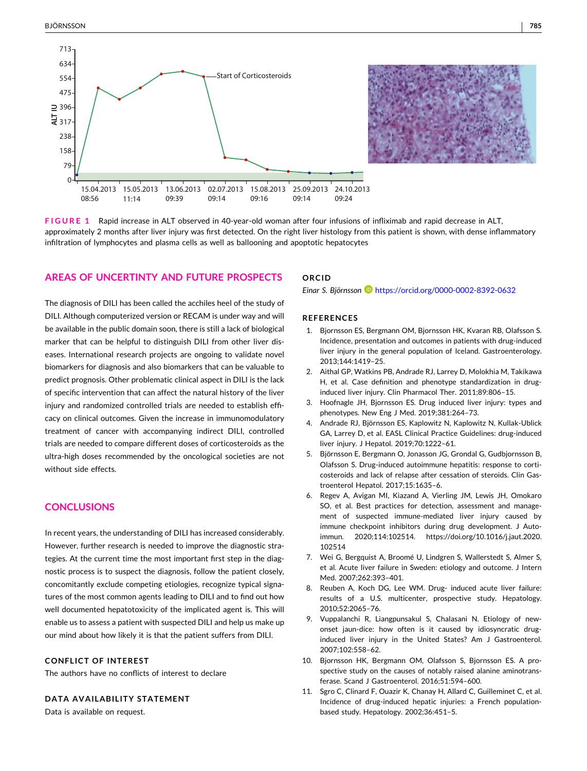FIGURE 1 Rapid increase in ALT observed in 40-year-old woman after four infusions of infliximab and rapid decrease in ALT, approximately 2 months after liver injury was first detected. On the right liver histology from this patient is shown, with dense inflammatory infiltration of lymphocytes and plasma cells as well as ballooning and apoptotic hepatocytes

## AREAS OF UNCERTINTY AND FUTURE PROSPECTS

The diagnosis of DILI has been called the achilles heel of the study of DILI. Although computerized version or RECAM is under way and will be available in the public domain soon, there is still a lack of biological marker that can be helpful to distinguish DILI from other liver diseases. International research projects are ongoing to validate novel biomarkers for diagnosis and also biomarkers that can be valuable to predict prognosis. Other problematic clinical aspect in DILI is the lack of specific intervention that can affect the natural history of the liver injury and randomized controlled trials are needed to establish efficacy on clinical outcomes. Given the increase in immunomodulatory treatment of cancer with accompanying indirect DILI, controlled trials are needed to compare different doses of corticosteroids as the ultra-high doses recommended by the oncological societies are not without side effects.

## CONCLUSIONS

In recent years, the understanding of DILI has increased considerably. However, further research is needed to improve the diagnostic strategies. At the current time the most important first step in the diagnostic process is to suspect the diagnosis, follow the patient closely, concomitantly exclude competing etiologies, recognize typical signatures of the most common agents leading to DILI and to find out how well documented hepatotoxicity of the implicated agent is. This will enable us to assess a patient with suspected DILI and help us make up our mind about how likely it is that the patient suffers from DILI.

### CONFLICT OF INTEREST

The authors have no conflicts of interest to declare

### DATA AVAILABILITY STATEMENT

Data is available on request.

### ORCID

*Einar S. Björnsson* https://orcid.org/0000-0002-8392-0632

### REFERENCES

1. Bjornsson ES, Bergmann OM, Bjornsson HK, Kvaran RB, Olafsson S. Incidence, presentation and outcomes in patients with drug-induced liver injury in the general population of Iceland. Gastroenterology. 2013;144:1419–25.
2. Aithal GP, Watkins PB, Andrade RJ, Larrey D, Molokhia M, Takikawa H, et al. Case definition and phenotype standardization in drug-induced liver injury. Clin Pharmacol Ther. 2011;89:806–15.
3. Hoofnagle JH, Bjornsson ES. Drug induced liver injury: types and phenotypes. New Eng J Med. 2019;381:264–73.
4. Andrade RJ, Björnsson ES, Kaplowitz N, Kaplowitz N, Kullak-Ublick GA, Larrey D, et al. EASL Clinical Practice Guidelines: drug-induced liver injury. J Hepatol. 2019;70:1222–61.
5. Björnsson E, Bergmann O, Jonasson JG, Grondal G, Gudbjornsson B, Olafsson S. Drug-induced autoimmune hepatitis: response to corticosteroids and lack of relapse after cessation of steroids. Clin Gastroenterol Hepatol. 2017;15:1635–6.
6. Regev A, Avigan MI, Kiazand A, Vierling JM, Lewis JH, Omokaro SO, et al. Best practices for detection, assessment and management of suspected immune-mediated liver injury caused by immune checkpoint inhibitors during drug development. J Autoimmun. 2020;114:102514. https://doi.org/10.1016/j.jaut.2020.102514
7. Wei G, Bergquist A, Broomé U, Lindgren S, Wallerstedt S, Almer S, et al. Acute liver failure in Sweden: etiology and outcome. J Intern Med. 2007;262:393–401.
8. Reuben A, Koch DG, Lee WM. Drug- induced acute liver failure: results of a U.S. multicenter, prospective study. Hepatology. 2010;52:2065–76.
9. Vuppalanchi R, Liangpunsakul S, Chalasani N. Etiology of new-onset jaun-dice: how often is it caused by idiosyncratic drug-induced liver injury in the United States? Am J Gastroenterol. 2007;102:558–62.
10. Bjornsson HK, Bergmann OM, Olafsson S, Bjornsson ES. A prospective study on the causes of notably raised alanine aminotransferase. Scand J Gastroenterol. 2016;51:594–600.
11. Sgro C, Clinard F, Ouazir K, Chanay H, Allard C, Guilleminet C, et al. Incidence of drug-induced hepatic injuries: a French population-based study. Hepatology. 2002;36:451–5.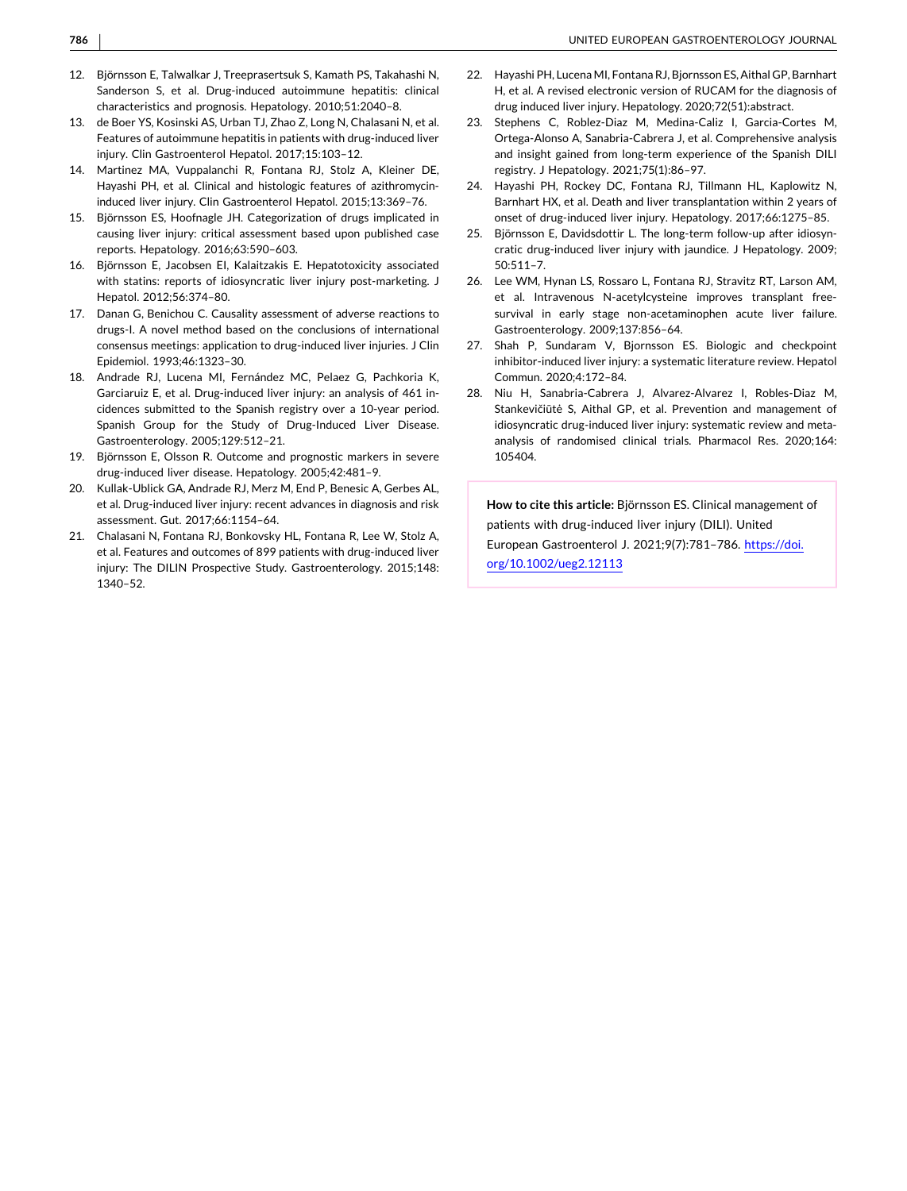12. Björnsson E, Talwalkar J, Treeprasertsuk S, Kamath PS, Takahashi N, Sanderson S, et al. Drug-induced autoimmune hepatitis: clinical characteristics and prognosis. Hepatology. 2010;51:2040–8.
13. de Boer YS, Kosinski AS, Urban TJ, Zhao Z, Long N, Chalasani N, et al. Features of autoimmune hepatitis in patients with drug-induced liver injury. Clin Gastroenterol Hepatol. 2017;15:103–12.
14. Martinez MA, Vuppalanchi R, Fontana RJ, Stolz A, Kleiner DE, Hayashi PH, et al. Clinical and histologic features of azithromycin-induced liver injury. Clin Gastroenterol Hepatol. 2015;13:369–76.
15. Björnsson ES, Hoofnagle JH. Categorization of drugs implicated in causing liver injury: critical assessment based upon published case reports. Hepatology. 2016;63:590–603.
16. Björnsson E, Jacobsen EI, Kalaitzakis E. Hepatotoxicity associated with statins: reports of idiosyncratic liver injury post-marketing. J Hepatol. 2012;56:374–80.
17. Danan G, Benichou C. Causality assessment of adverse reactions to drugs-I. A novel method based on the conclusions of international consensus meetings: application to drug-induced liver injuries. J Clin Epidemiol. 1993;46:1323–30.
18. Andrade RJ, Lucena MI, Fernández MC, Pelaez G, Pachkoria K, Garciaruiz E, et al. Drug-induced liver injury: an analysis of 461 incidences submitted to the Spanish registry over a 10-year period. Spanish Group for the Study of Drug-Induced Liver Disease. Gastroenterology. 2005;129:512–21.
19. Björnsson E, Olsson R. Outcome and prognostic markers in severe drug-induced liver disease. Hepatology. 2005;42:481–9.
20. Kullak-Ublick GA, Andrade RJ, Merz M, End P, Benesic A, Gerbes AL, et al. Drug-induced liver injury: recent advances in diagnosis and risk assessment. Gut. 2017;66:1154–64.
21. Chalasani N, Fontana RJ, Bonkovsky HL, Fontana R, Lee W, Stolz A, et al. Features and outcomes of 899 patients with drug-induced liver injury: The DILIN Prospective Study. Gastroenterology. 2015;148: 1340–52.
22. Hayashi PH, Lucena MI, Fontana RJ, Bjornsson ES, Aithal GP, Barnhart H, et al. A revised electronic version of RUCAM for the diagnosis of drug induced liver injury. Hepatology. 2020;72(51):abstract.
23. Stephens C, Roblez-Diaz M, Medina-Caliz I, Garcia-Cortes M, Ortega-Alonso A, Sanabria-Cabrera J, et al. Comprehensive analysis and insight gained from long-term experience of the Spanish DILI registry. J Hepatology. 2021;75(1):86–97.
24. Hayashi PH, Rockey DC, Fontana RJ, Tillmann HL, Kaplowitz N, Barnhart HX, et al. Death and liver transplantation within 2 years of onset of drug-induced liver injury. Hepatology. 2017;66:1275–85.
25. Björnsson E, Davidsdottir L. The long-term follow-up after idiosyncratic drug-induced liver injury with jaundice. J Hepatology. 2009; 50:511–7.
26. Lee WM, Hynan LS, Rossaro L, Fontana RJ, Stravitz RT, Larson AM, et al. Intravenous N-acetylcysteine improves transplant free-survival in early stage non-acetaminophen acute liver failure. Gastroenterology. 2009;137:856–64.
27. Shah P, Sundaram V, Bjornsson ES. Biologic and checkpoint inhibitor-induced liver injury: a systematic literature review. Hepatol Commun. 2020;4:172–84.
28. Niu H, Sanabria-Cabrera J, Alvarez-Alvarez I, Robles-Diaz M, Stankevičiūtė S, Aithal GP, et al. Prevention and management of idiosyncratic drug-induced liver injury: systematic review and meta-analysis of randomised clinical trials. Pharmacol Res. 2020;164: 105404.

**How to cite this article:** Björnsson ES. Clinical management of patients with drug-induced liver injury (DILI). United European Gastroenterol J. 2021;9(7):781–786. https://doi.org/10.1002/ueg2.12113